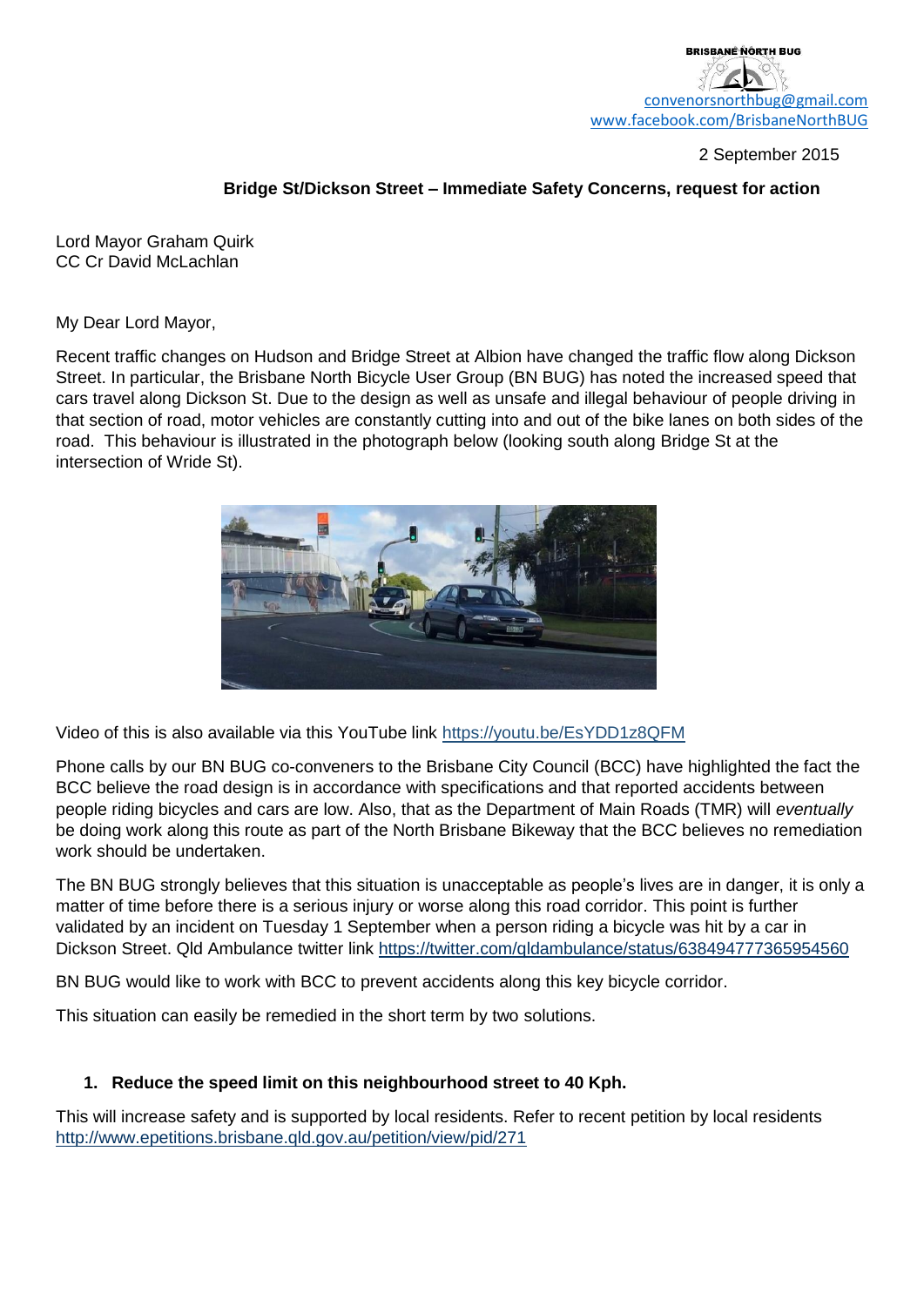BRISBANE NORTH BUG
convenorsnorthbug@gmail.com
www.facebook.com/BrisbaneNorthBUG

2 September 2015

**Bridge St/Dickson Street – Immediate Safety Concerns, request for action**

Lord Mayor Graham Quirk
CC Cr David McLachlan

My Dear Lord Mayor,

Recent traffic changes on Hudson and Bridge Street at Albion have changed the traffic flow along Dickson Street. In particular, the Brisbane North Bicycle User Group (BN BUG) has noted the increased speed that cars travel along Dickson St. Due to the design as well as unsafe and illegal behaviour of people driving in that section of road, motor vehicles are constantly cutting into and out of the bike lanes on both sides of the road. This behaviour is illustrated in the photograph below (looking south along Bridge St at the intersection of Wride St).

Video of this is also available via this YouTube link https://youtu.be/EsYDD1z8QFM

Phone calls by our BN BUG co-conveners to the Brisbane City Council (BCC) have highlighted the fact the BCC believe the road design is in accordance with specifications and that reported accidents between people riding bicycles and cars are low. Also, that as the Department of Main Roads (TMR) will *eventually* be doing work along this route as part of the North Brisbane Bikeway that the BCC believes no remediation work should be undertaken.

The BN BUG strongly believes that this situation is unacceptable as people's lives are in danger, it is only a matter of time before there is a serious injury or worse along this road corridor. This point is further validated by an incident on Tuesday 1 September when a person riding a bicycle was hit by a car in Dickson Street. Qld Ambulance twitter link https://twitter.com/qldambulance/status/638494777365954560

BN BUG would like to work with BCC to prevent accidents along this key bicycle corridor.

This situation can easily be remedied in the short term by two solutions.

1. **Reduce the speed limit on this neighbourhood street to 40 Kph.**

This will increase safety and is supported by local residents. Refer to recent petition by local residents http://www.epetitions.brisbane.qld.gov.au/petition/view/pid/271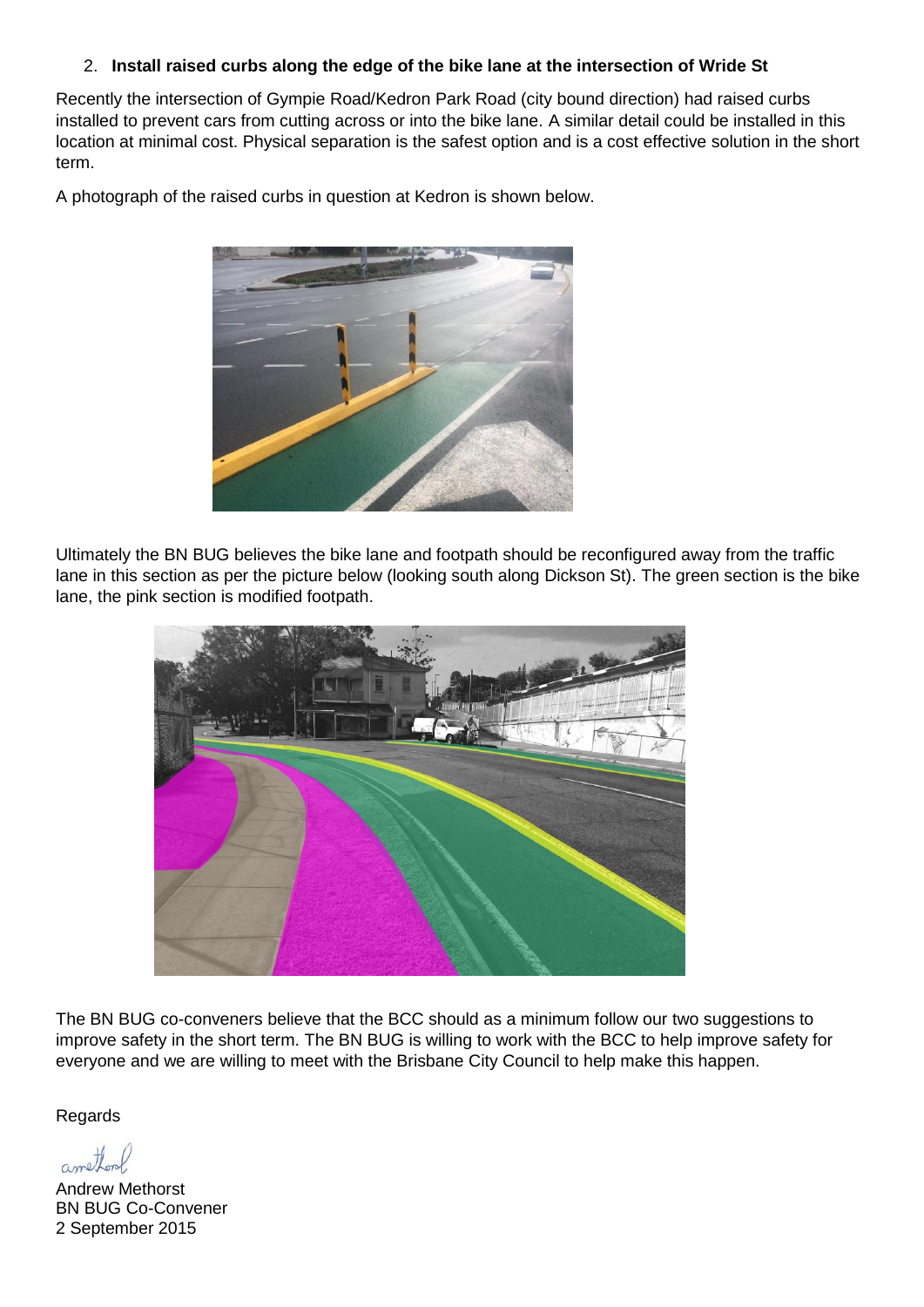2. **Install raised curbs along the edge of the bike lane at the intersection of Wride St**

Recently the intersection of Gympie Road/Kedron Park Road (city bound direction) had raised curbs installed to prevent cars from cutting across or into the bike lane. A similar detail could be installed in this location at minimal cost. Physical separation is the safest option and is a cost effective solution in the short term.

A photograph of the raised curbs in question at Kedron is shown below.

Ultimately the BN BUG believes the bike lane and footpath should be reconfigured away from the traffic lane in this section as per the picture below (looking south along Dickson St). The green section is the bike lane, the pink section is modified footpath.

The BN BUG co-conveners believe that the BCC should as a minimum follow our two suggestions to improve safety in the short term. The BN BUG is willing to work with the BCC to help improve safety for everyone and we are willing to meet with the Brisbane City Council to help make this happen.

Regards

Andrew Methorst
BN BUG Co-Convener
2 September 2015